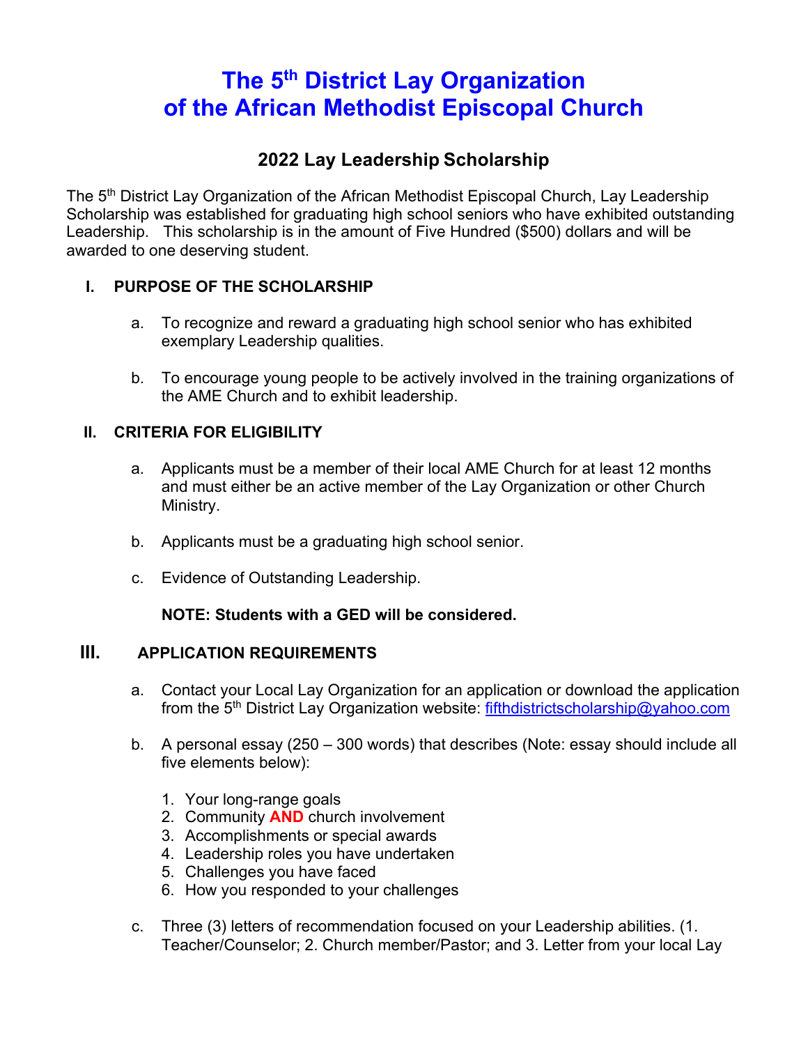# The 5th District Lay Organization of the African Methodist Episcopal Church

## 2022 Lay Leadership Scholarship

The 5th District Lay Organization of the African Methodist Episcopal Church, Lay Leadership Scholarship was established for graduating high school seniors who have exhibited outstanding Leadership. This scholarship is in the amount of Five Hundred ($500) dollars and will be awarded to one deserving student.

### I. PURPOSE OF THE SCHOLARSHIP

a. To recognize and reward a graduating high school senior who has exhibited exemplary Leadership qualities.

b. To encourage young people to be actively involved in the training organizations of the AME Church and to exhibit leadership.

### II. CRITERIA FOR ELIGIBILITY

a. Applicants must be a member of their local AME Church for at least 12 months and must either be an active member of the Lay Organization or other Church Ministry.

b. Applicants must be a graduating high school senior.

c. Evidence of Outstanding Leadership.

**NOTE: Students with a GED will be considered.**

### III. APPLICATION REQUIREMENTS

a. Contact your Local Lay Organization for an application or download the application from the 5th District Lay Organization website: fifthdistrictscholarship@yahoo.com

b. A personal essay (250 – 300 words) that describes (Note: essay should include all five elements below):

1. Your long-range goals
2. Community **AND** church involvement
3. Accomplishments or special awards
4. Leadership roles you have undertaken
5. Challenges you have faced
6. How you responded to your challenges

c. Three (3) letters of recommendation focused on your Leadership abilities. (1. Teacher/Counselor; 2. Church member/Pastor; and 3. Letter from your local Lay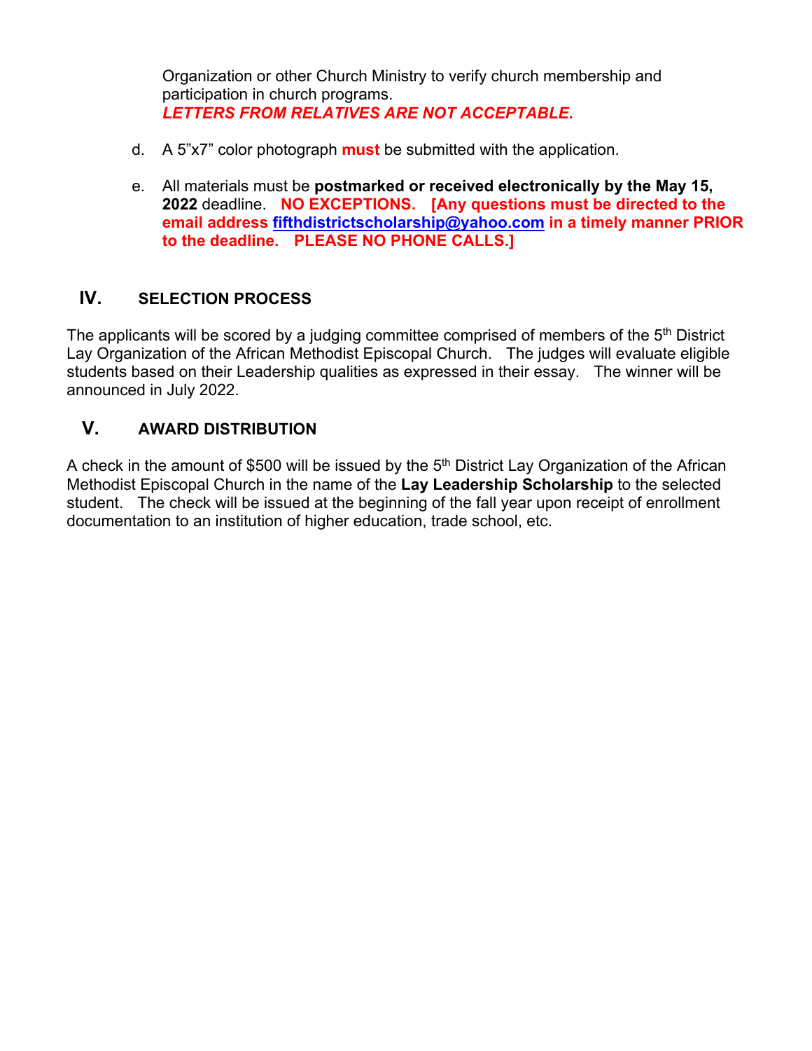Organization or other Church Ministry to verify church membership and participation in church programs.
***LETTERS FROM RELATIVES ARE NOT ACCEPTABLE.***

d. A 5"x7" color photograph **must** be submitted with the application.

e. All materials must be **postmarked or received electronically by the May 15, 2022** deadline. **NO EXCEPTIONS. [Any questions must be directed to the email address fifthdistrictscholarship@yahoo.com in a timely manner PRIOR to the deadline. PLEASE NO PHONE CALLS.]**

## IV. SELECTION PROCESS

The applicants will be scored by a judging committee comprised of members of the 5th District Lay Organization of the African Methodist Episcopal Church. The judges will evaluate eligible students based on their Leadership qualities as expressed in their essay. The winner will be announced in July 2022.

## V. AWARD DISTRIBUTION

A check in the amount of $500 will be issued by the 5th District Lay Organization of the African Methodist Episcopal Church in the name of the **Lay Leadership Scholarship** to the selected student. The check will be issued at the beginning of the fall year upon receipt of enrollment documentation to an institution of higher education, trade school, etc.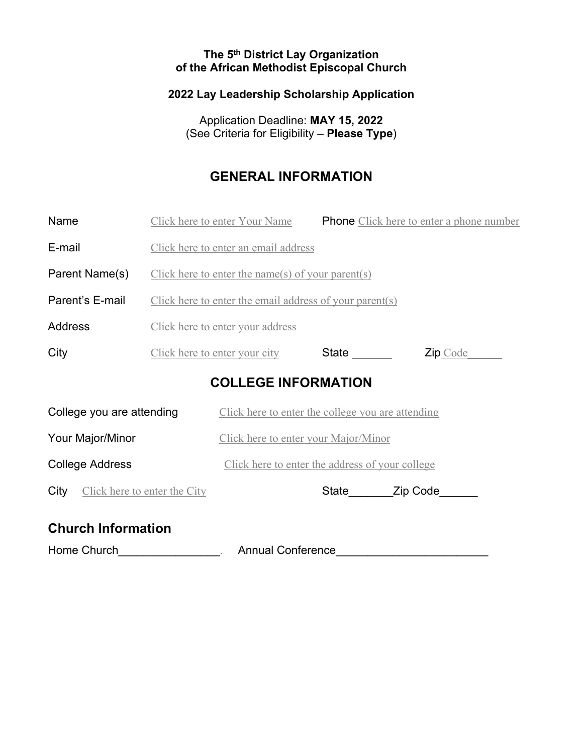**The 5th District Lay Organization**
**of the African Methodist Episcopal Church**

**2022 Lay Leadership Scholarship Application**

Application Deadline: **MAY 15, 2022**
(See Criteria for Eligibility – **Please Type**)

## GENERAL INFORMATION

Name Click here to enter Your Name Phone Click here to enter a phone number

E-mail Click here to enter an email address

Parent Name(s) Click here to enter the name(s) of your parent(s)

Parent's E-mail Click here to enter the email address of your parent(s)

Address Click here to enter your address

City Click here to enter your city State _______ Zip Code______

## COLLEGE INFORMATION

College you are attending Click here to enter the college you are attending

Your Major/Minor Click here to enter your Major/Minor

College Address Click here to enter the address of your college

City Click here to enter the City State_______Zip Code______

## Church Information

Home Church________________. Annual Conference________________________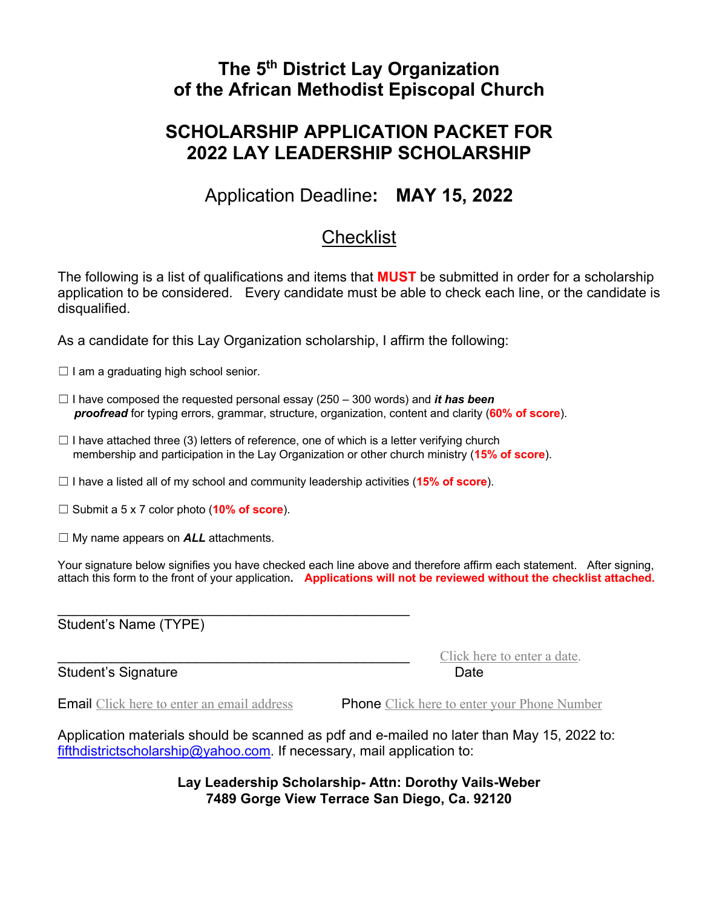# The 5th District Lay Organization of the African Methodist Episcopal Church

## SCHOLARSHIP APPLICATION PACKET FOR 2022 LAY LEADERSHIP SCHOLARSHIP

Application Deadline**:** **MAY 15, 2022**

## Checklist

The following is a list of qualifications and items that **MUST** be submitted in order for a scholarship application to be considered. Every candidate must be able to check each line, or the candidate is disqualified.

As a candidate for this Lay Organization scholarship, I affirm the following:

☐ I am a graduating high school senior.

☐ I have composed the requested personal essay (250 – 300 words) and ***it has been proofread*** for typing errors, grammar, structure, organization, content and clarity (**60% of score**).

☐ I have attached three (3) letters of reference, one of which is a letter verifying church membership and participation in the Lay Organization or other church ministry (**15% of score**).

☐ I have a listed all of my school and community leadership activities (**15% of score**).

☐ Submit a 5 x 7 color photo (**10% of score**).

☐ My name appears on ***ALL*** attachments.

Your signature below signifies you have checked each line above and therefore affirm each statement. After signing, attach this form to the front of your application**.** **Applications will not be reviewed without the checklist attached.**

_____________________________________________
Student's Name (TYPE)

_____________________________________________ Click here to enter a date.
Student's Signature Date

Email Click here to enter an email address Phone Click here to enter your Phone Number

Application materials should be scanned as pdf and e-mailed no later than May 15, 2022 to: fifthdistrictscholarship@yahoo.com. If necessary, mail application to:

**Lay Leadership Scholarship- Attn: Dorothy Vails-Weber**
**7489 Gorge View Terrace San Diego, Ca. 92120**